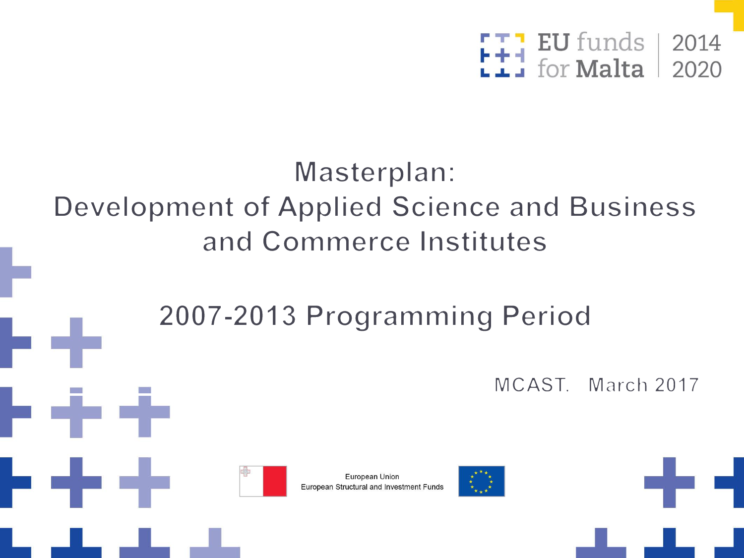EU funds for Malta 2014 2020

# Masterplan: Development of Applied Science and Business and Commerce Institutes

## 2007-2013 Programming Period

MCAST. March 2017

European Union
European Structural and Investment Funds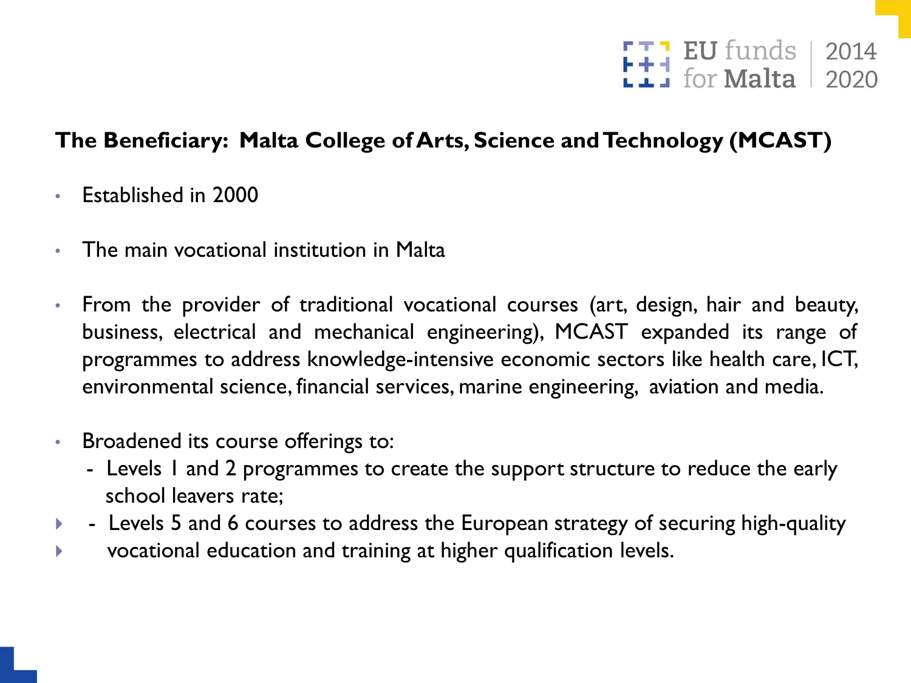**The Beneficiary: Malta College of Arts, Science and Technology (MCAST)**

- Established in 2000
- The main vocational institution in Malta
- From the provider of traditional vocational courses (art, design, hair and beauty, business, electrical and mechanical engineering), MCAST expanded its range of programmes to address knowledge-intensive economic sectors like health care, ICT, environmental science, financial services, marine engineering, aviation and media.
- Broadened its course offerings to:
  - Levels 1 and 2 programmes to create the support structure to reduce the early school leavers rate;
  - Levels 5 and 6 courses to address the European strategy of securing high-quality vocational education and training at higher qualification levels.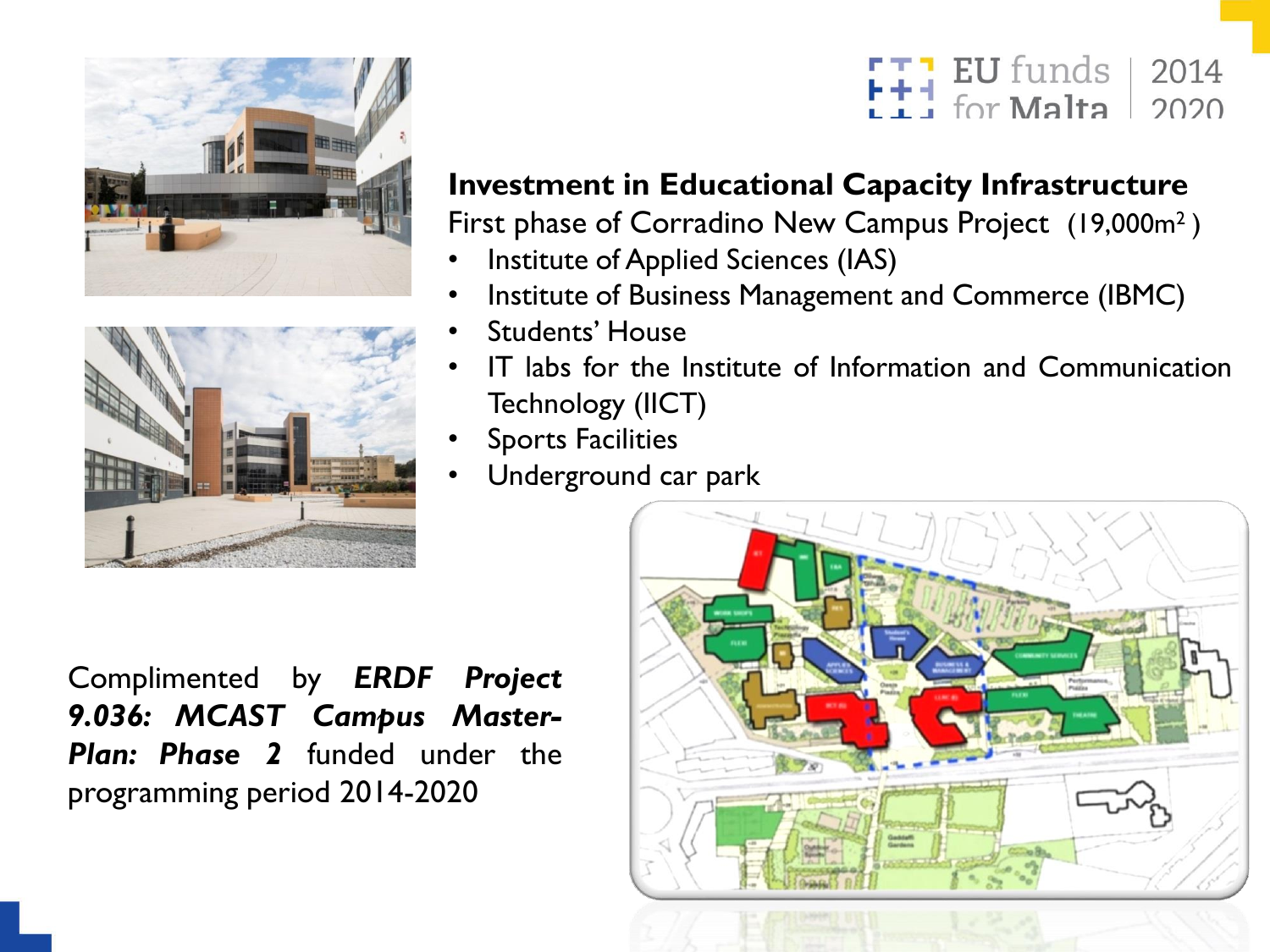**Investment in Educational Capacity Infrastructure**

First phase of Corradino New Campus Project (19,000m$^2$)

- Institute of Applied Sciences (IAS)
- Institute of Business Management and Commerce (IBMC)
- Students' House
- IT labs for the Institute of Information and Communication Technology (IICT)
- Sports Facilities
- Underground car park

Complimented by ***ERDF Project 9.036: MCAST Campus Master-Plan: Phase 2*** funded under the programming period 2014-2020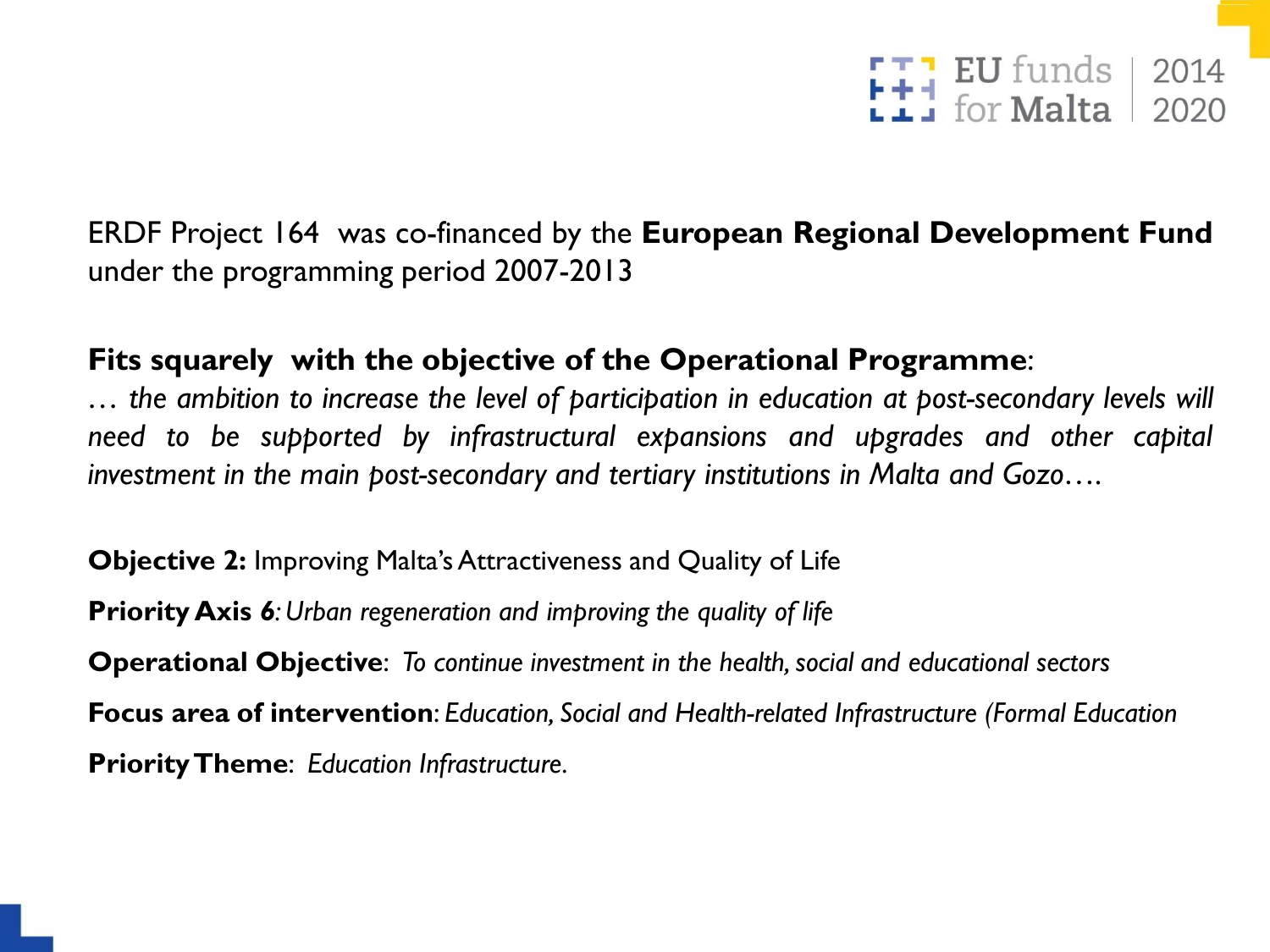ERDF Project 164 was co-financed by the **European Regional Development Fund** under the programming period 2007-2013

**Fits squarely with the objective of the Operational Programme**:

*… the ambition to increase the level of participation in education at post-secondary levels will need to be supported by infrastructural expansions and upgrades and other capital investment in the main post-secondary and tertiary institutions in Malta and Gozo….*

**Objective 2:** Improving Malta's Attractiveness and Quality of Life

**Priority Axis 6**: *Urban regeneration and improving the quality of life*

**Operational Objective**: *To continue investment in the health, social and educational sectors*

**Focus area of intervention**: *Education, Social and Health-related Infrastructure (Formal Education*

**Priority Theme**: *Education Infrastructure.*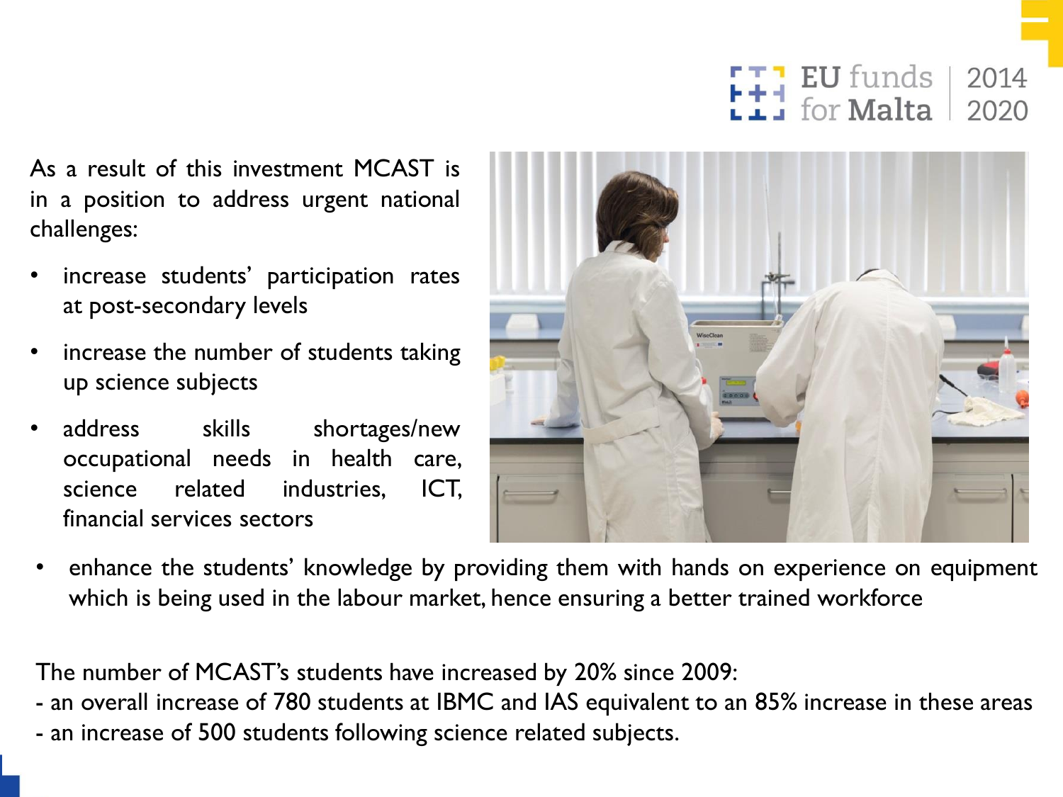As a result of this investment MCAST is in a position to address urgent national challenges:

- increase students' participation rates at post-secondary levels
- increase the number of students taking up science subjects
- address skills shortages/new occupational needs in health care, science related industries, ICT, financial services sectors
- enhance the students' knowledge by providing them with hands on experience on equipment which is being used in the labour market, hence ensuring a better trained workforce

The number of MCAST's students have increased by 20% since 2009:

- an overall increase of 780 students at IBMC and IAS equivalent to an 85% increase in these areas
- an increase of 500 students following science related subjects.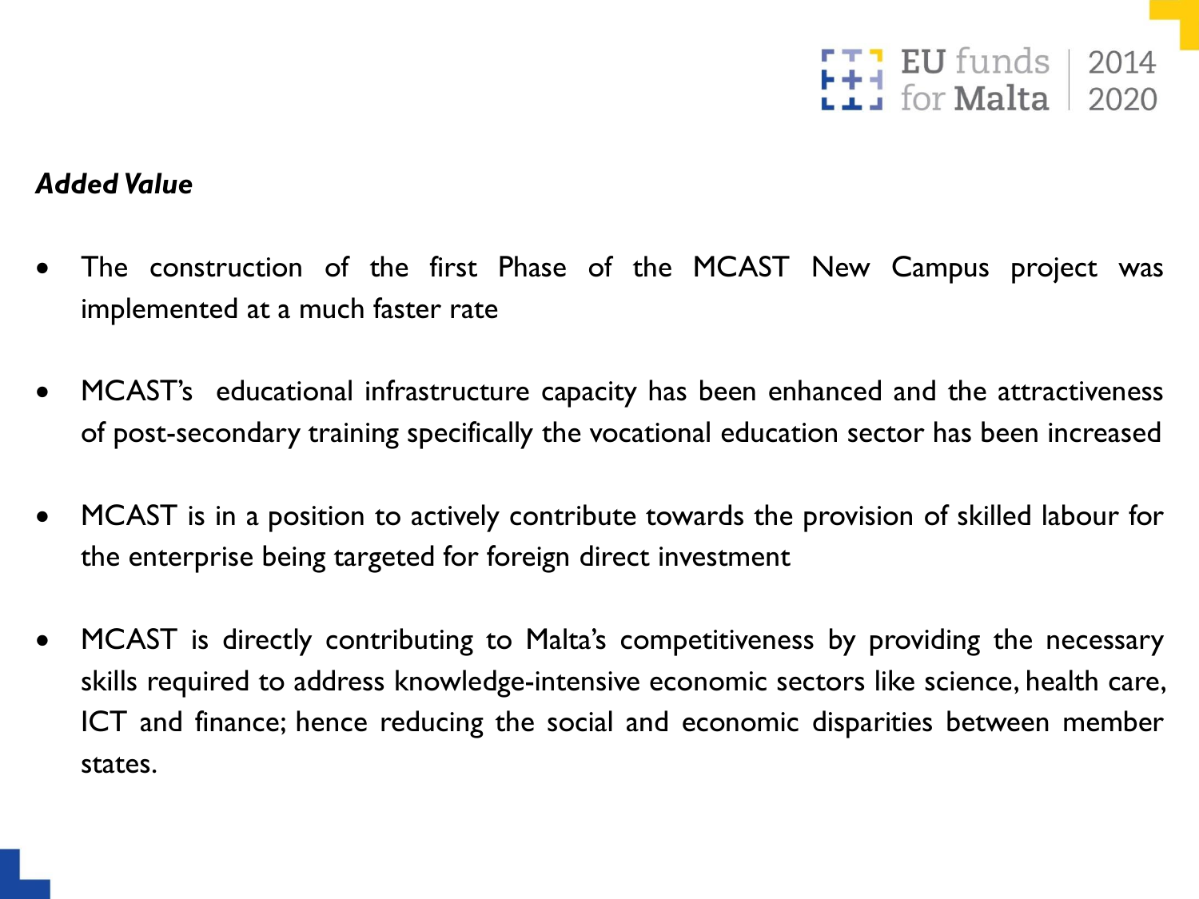***Added Value***

- The construction of the first Phase of the MCAST New Campus project was implemented at a much faster rate

- MCAST's educational infrastructure capacity has been enhanced and the attractiveness of post-secondary training specifically the vocational education sector has been increased

- MCAST is in a position to actively contribute towards the provision of skilled labour for the enterprise being targeted for foreign direct investment

- MCAST is directly contributing to Malta's competitiveness by providing the necessary skills required to address knowledge-intensive economic sectors like science, health care, ICT and finance; hence reducing the social and economic disparities between member states.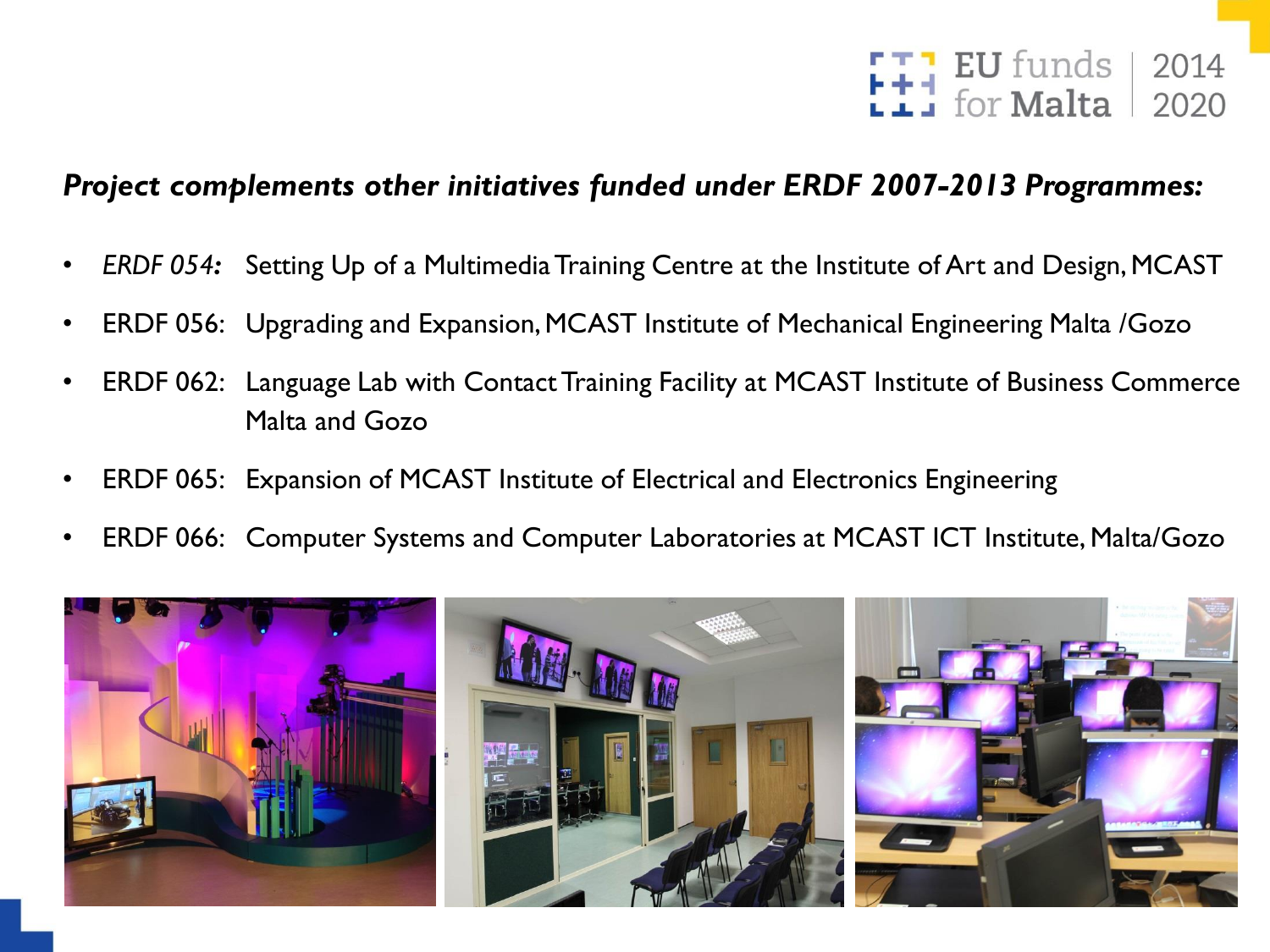***Project complements other initiatives funded under ERDF 2007-2013 Programmes:***

- *ERDF 054:* Setting Up of a Multimedia Training Centre at the Institute of Art and Design, MCAST
- ERDF 056: Upgrading and Expansion, MCAST Institute of Mechanical Engineering Malta /Gozo
- ERDF 062: Language Lab with Contact Training Facility at MCAST Institute of Business Commerce Malta and Gozo
- ERDF 065: Expansion of MCAST Institute of Electrical and Electronics Engineering
- ERDF 066: Computer Systems and Computer Laboratories at MCAST ICT Institute, Malta/Gozo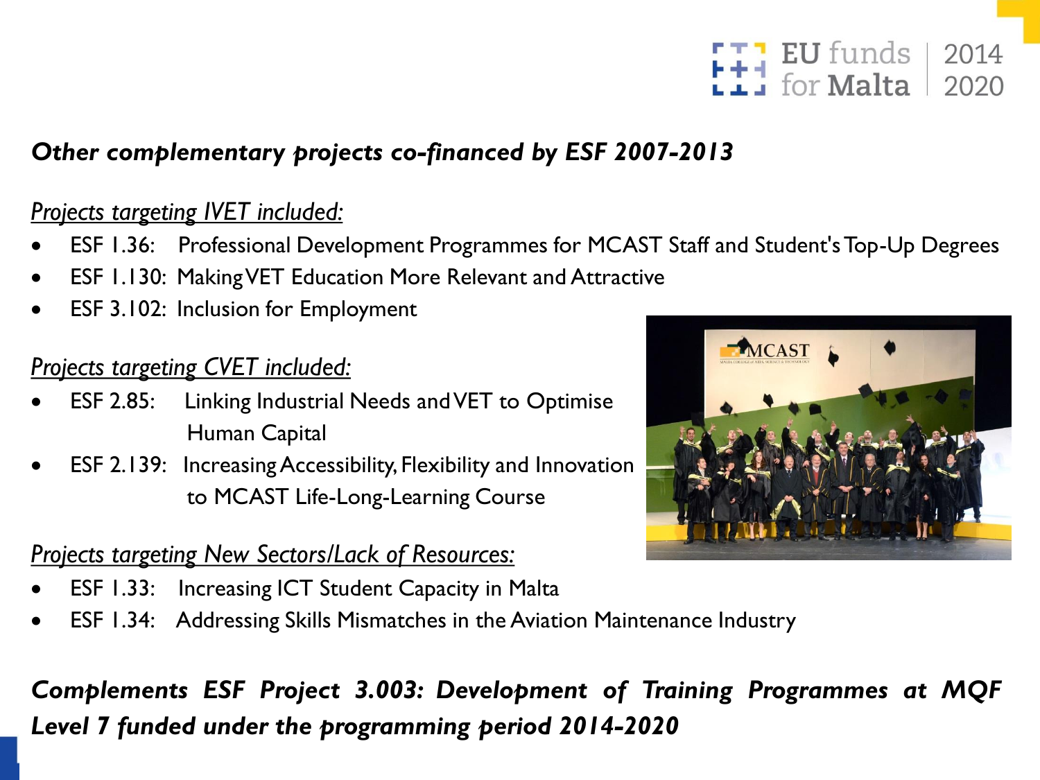## *Other complementary projects co-financed by ESF 2007-2013*

*Projects targeting IVET included:*

- ESF 1.36: Professional Development Programmes for MCAST Staff and Student's Top-Up Degrees
- ESF 1.130: Making VET Education More Relevant and Attractive
- ESF 3.102: Inclusion for Employment

*Projects targeting CVET included:*

- ESF 2.85: Linking Industrial Needs and VET to Optimise Human Capital
- ESF 2.139: Increasing Accessibility, Flexibility and Innovation to MCAST Life-Long-Learning Course

*Projects targeting New Sectors/Lack of Resources:*

- ESF 1.33: Increasing ICT Student Capacity in Malta
- ESF 1.34: Addressing Skills Mismatches in the Aviation Maintenance Industry

***Complements ESF Project 3.003: Development of Training Programmes at MQF Level 7 funded under the programming period 2014-2020***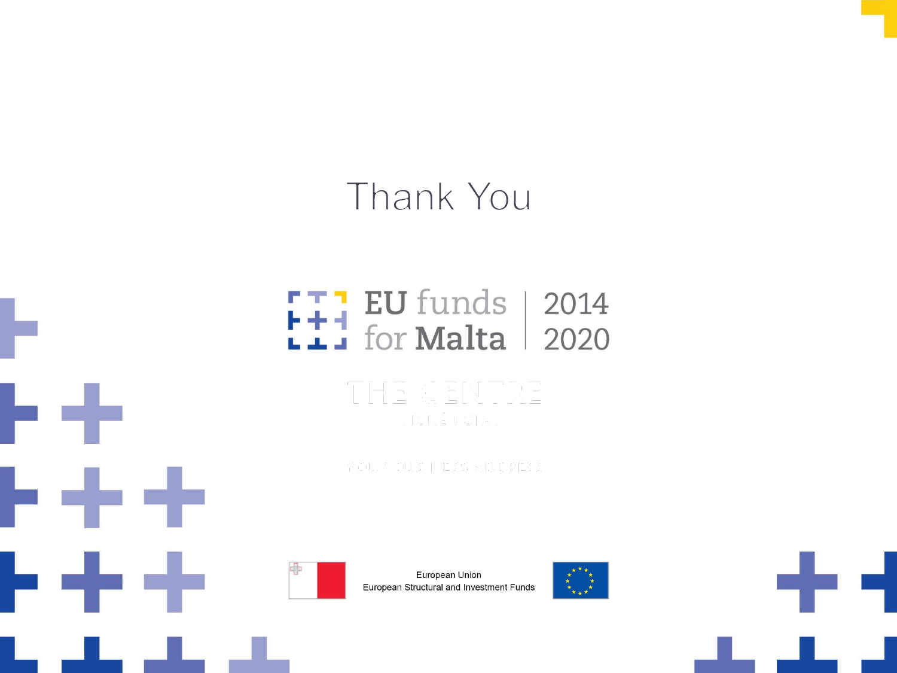# Thank You

EU funds for Malta | 2014 2020

THE CENTRE

European Union
European Structural and Investment Funds